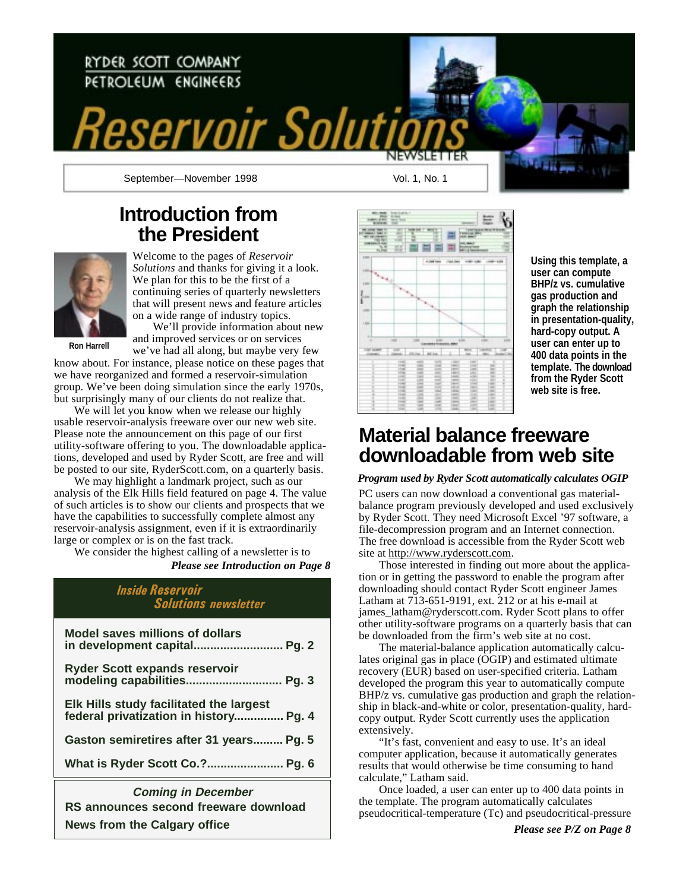RYDER SCOTT COMPANY
PETROLEUM ENGINEERS

# Reservoir Solutions

NEWSLETTER

September—November 1998 Vol. 1, No. 1

## Introduction from the President

Ron Harrell

Welcome to the pages of *Reservoir Solutions* and thanks for giving it a look. We plan for this to be the first of a continuing series of quarterly newsletters that will present news and feature articles on a wide range of industry topics.

We'll provide information about new and improved services or on services we've had all along, but maybe very few know about. For instance, please notice on these pages that we have reorganized and formed a reservoir-simulation group. We've been doing simulation since the early 1970s, but surprisingly many of our clients do not realize that.

We will let you know when we release our highly usable reservoir-analysis freeware over our new web site. Please note the announcement on this page of our first utility-software offering to you. The downloadable applications, developed and used by Ryder Scott, are free and will be posted to our site, RyderScott.com, on a quarterly basis.

We may highlight a landmark project, such as our analysis of the Elk Hills field featured on page 4. The value of such articles is to show our clients and prospects that we have the capabilities to successfully complete almost any reservoir-analysis assignment, even if it is extraordinarily large or complex or is on the fast track.

We consider the highest calling of a newsletter is to

***Please see Introduction on Page 8***

### Inside Reservoir Solutions newsletter

**Model saves millions of dollars in development capital........................... Pg. 2**

**Ryder Scott expands reservoir modeling capabilities............................ Pg. 3**

**Elk Hills study facilitated the largest federal privatization in history............... Pg. 4**

**Gaston semiretires after 31 years......... Pg. 5**

**What is Ryder Scott Co.?....................... Pg. 6**

***Coming in December***

**RS announces second freeware download**

**News from the Calgary office**

**Using this template, a user can compute BHP/z vs. cumulative gas production and graph the relationship in presentation-quality, hard-copy output. A user can enter up to 400 data points in the template. The download from the Ryder Scott web site is free.**

## Material balance freeware downloadable from web site

***Program used by Ryder Scott automatically calculates OGIP***

PC users can now download a conventional gas material-balance program previously developed and used exclusively by Ryder Scott. They need Microsoft Excel '97 software, a file-decompression program and an Internet connection. The free download is accessible from the Ryder Scott web site at http://www.ryderscott.com.

Those interested in finding out more about the application or in getting the password to enable the program after downloading should contact Ryder Scott engineer James Latham at 713-651-9191, ext. 212 or at his e-mail at james_latham@ryderscott.com. Ryder Scott plans to offer other utility-software programs on a quarterly basis that can be downloaded from the firm's web site at no cost.

The material-balance application automatically calculates original gas in place (OGIP) and estimated ultimate recovery (EUR) based on user-specified criteria. Latham developed the program this year to automatically compute BHP/z vs. cumulative gas production and graph the relationship in black-and-white or color, presentation-quality, hard-copy output. Ryder Scott currently uses the application extensively.

"It's fast, convenient and easy to use. It's an ideal computer application, because it automatically generates results that would otherwise be time consuming to hand calculate," Latham said.

Once loaded, a user can enter up to 400 data points in the template. The program automatically calculates pseudocritical-temperature (Tc) and pseudocritical-pressure

***Please see P/Z on Page 8***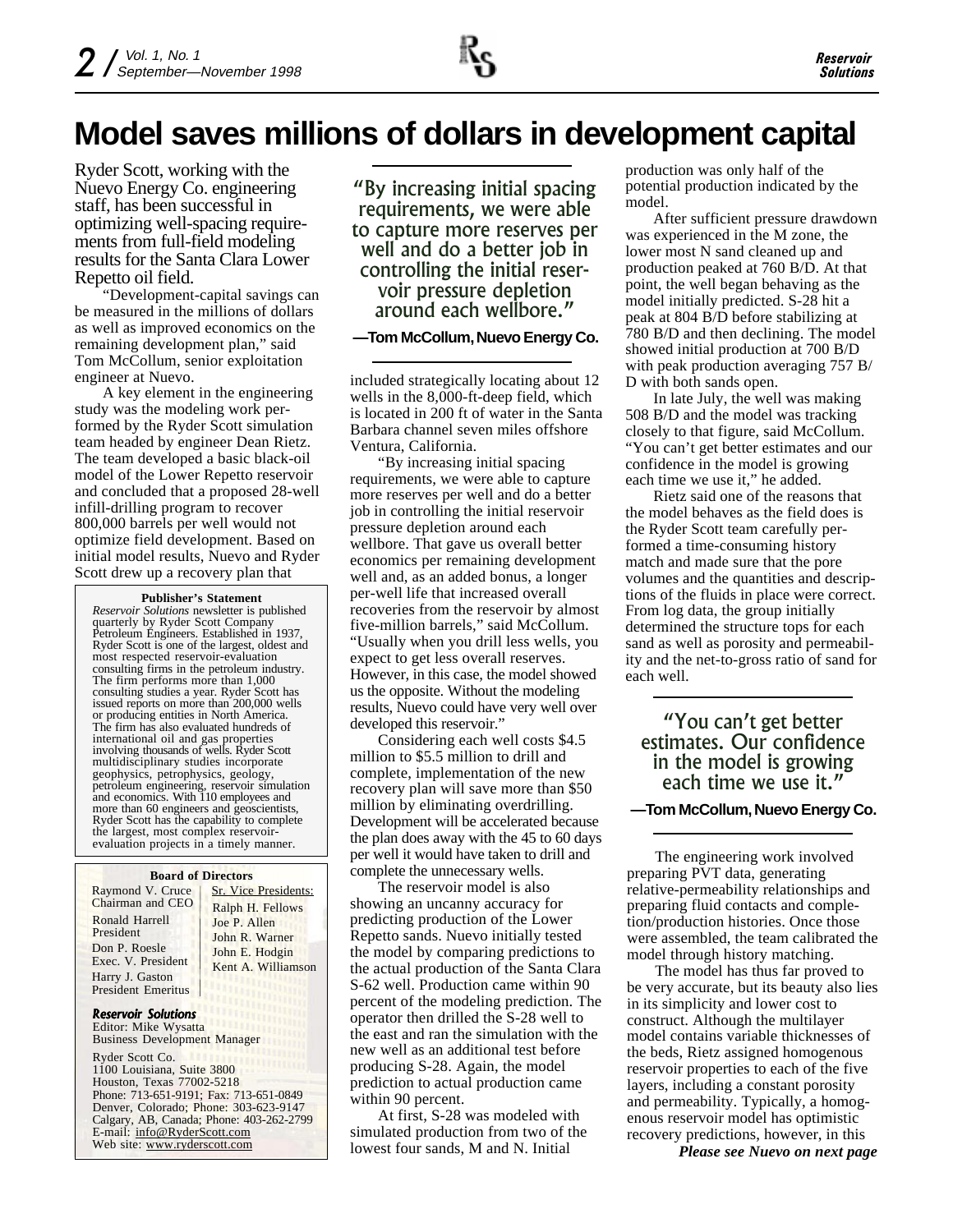# Model saves millions of dollars in development capital

Ryder Scott, working with the Nuevo Energy Co. engineering staff, has been successful in optimizing well-spacing requirements from full-field modeling results for the Santa Clara Lower Repetto oil field.

"Development-capital savings can be measured in the millions of dollars as well as improved economics on the remaining development plan," said Tom McCollum, senior exploitation engineer at Nuevo.

A key element in the engineering study was the modeling work performed by the Ryder Scott simulation team headed by engineer Dean Rietz. The team developed a basic black-oil model of the Lower Repetto reservoir and concluded that a proposed 28-well infill-drilling program to recover 800,000 barrels per well would not optimize field development. Based on initial model results, Nuevo and Ryder Scott drew up a recovery plan that included strategically locating about 12 wells in the 8,000-ft-deep field, which is located in 200 ft of water in the Santa Barbara channel seven miles offshore Ventura, California.

> "By increasing initial spacing requirements, we were able to capture more reserves per well and do a better job in controlling the initial reservoir pressure depletion around each wellbore."
>
> **—Tom McCollum, Nuevo Energy Co.**

"By increasing initial spacing requirements, we were able to capture more reserves per well and do a better job in controlling the initial reservoir pressure depletion around each wellbore. That gave us overall better economics per remaining development well and, as an added bonus, a longer per-well life that increased overall recoveries from the reservoir by almost five-million barrels," said McCollum. "Usually when you drill less wells, you expect to get less overall reserves. However, in this case, the model showed us the opposite. Without the modeling results, Nuevo could have very well over developed this reservoir."

Considering each well costs $4.5 million to $5.5 million to drill and complete, implementation of the new recovery plan will save more than $50 million by eliminating overdrilling. Development will be accelerated because the plan does away with the 45 to 60 days per well it would have taken to drill and complete the unnecessary wells.

The reservoir model is also showing an uncanny accuracy for predicting production of the Lower Repetto sands. Nuevo initially tested the model by comparing predictions to the actual production of the Santa Clara S-62 well. Production came within 90 percent of the modeling prediction. The operator then drilled the S-28 well to the east and ran the simulation with the new well as an additional test before producing S-28. Again, the model prediction to actual production came within 90 percent.

At first, S-28 was modeled with simulated production from two of the lowest four sands, M and N. Initial production was only half of the potential production indicated by the model.

After sufficient pressure drawdown was experienced in the M zone, the lower most N sand cleaned up and production peaked at 760 B/D. At that point, the well began behaving as the model initially predicted. S-28 hit a peak at 804 B/D before stabilizing at 780 B/D and then declining. The model showed initial production at 700 B/D with peak production averaging 757 B/D with both sands open.

In late July, the well was making 508 B/D and the model was tracking closely to that figure, said McCollum. "You can't get better estimates and our confidence in the model is growing each time we use it," he added.

Rietz said one of the reasons that the model behaves as the field does is the Ryder Scott team carefully performed a time-consuming history match and made sure that the pore volumes and the quantities and descriptions of the fluids in place were correct. From log data, the group initially determined the structure tops for each sand as well as porosity and permeability and the net-to-gross ratio of sand for each well.

> "You can't get better estimates. Our confidence in the model is growing each time we use it."
>
> **—Tom McCollum, Nuevo Energy Co.**

The engineering work involved preparing PVT data, generating relative-permeability relationships and preparing fluid contacts and completion/production histories. Once those were assembled, the team calibrated the model through history matching.

The model has thus far proved to be very accurate, but its beauty also lies in its simplicity and lower cost to construct. Although the multilayer model contains variable thicknesses of the beds, Rietz assigned homogenous reservoir properties to each of the five layers, including a constant porosity and permeability. Typically, a homogenous reservoir model has optimistic recovery predictions, however, in this

***Please see Nuevo on next page***

---

**Publisher's Statement**

*Reservoir Solutions* newsletter is published quarterly by Ryder Scott Company Petroleum Engineers. Established in 1937, Ryder Scott is one of the largest, oldest and most respected reservoir-evaluation consulting firms in the petroleum industry. The firm performs more than 1,000 consulting studies a year. Ryder Scott has issued reports on more than 200,000 wells or producing entities in North America. The firm has also evaluated hundreds of international oil and gas properties involving thousands of wells. Ryder Scott multidisciplinary studies incorporate geophysics, petrophysics, geology, petroleum engineering, reservoir simulation and economics. With 110 employees and more than 60 engineers and geoscientists, Ryder Scott has the capability to complete the largest, most complex reservoir-evaluation projects in a timely manner.

---

**Board of Directors**

Raymond V. Cruce
Chairman and CEO

Ronald Harrell
President

Don P. Roesle
Exec. V. President

Harry J. Gaston
President Emeritus

Sr. Vice Presidents:
Ralph H. Fellows
Joe P. Allen
John R. Warner
John E. Hodgin
Kent A. Williamson

***Reservoir Solutions***
Editor: Mike Wysatta
Business Development Manager

Ryder Scott Co.
1100 Louisiana, Suite 3800
Houston, Texas 77002-5218
Phone: 713-651-9191; Fax: 713-651-0849
Denver, Colorado; Phone: 303-623-9147
Calgary, AB, Canada; Phone: 403-262-2799
E-mail: info@RyderScott.com
Web site: www.ryderscott.com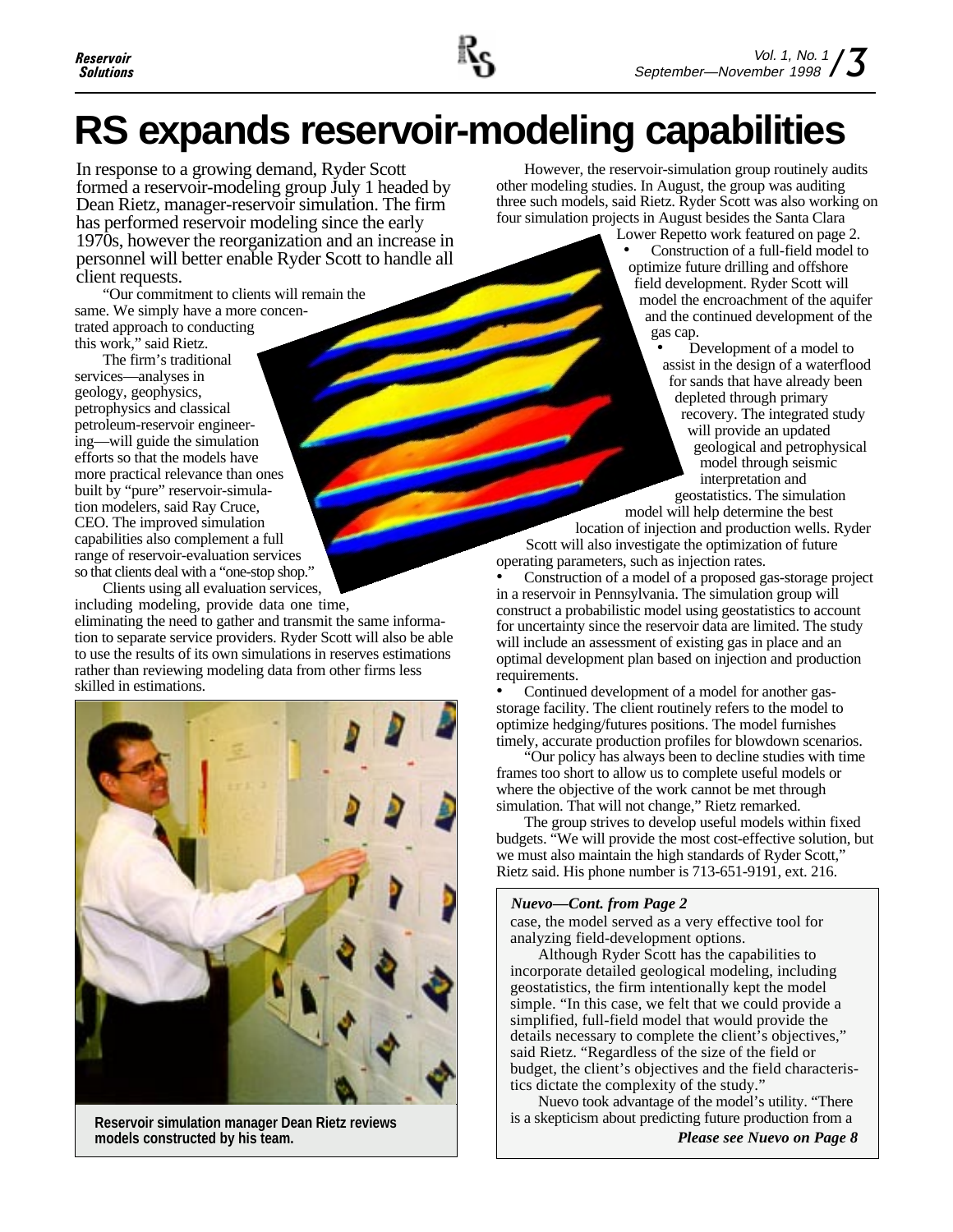# RS expands reservoir-modeling capabilities

In response to a growing demand, Ryder Scott formed a reservoir-modeling group July 1 headed by Dean Rietz, manager-reservoir simulation. The firm has performed reservoir modeling since the early 1970s, however the reorganization and an increase in personnel will better enable Ryder Scott to handle all client requests.

"Our commitment to clients will remain the same. We simply have a more concentrated approach to conducting this work," said Rietz.

The firm's traditional services—analyses in geology, geophysics, petrophysics and classical petroleum-reservoir engineering—will guide the simulation efforts so that the models have more practical relevance than ones built by "pure" reservoir-simulation modelers, said Ray Cruce, CEO. The improved simulation capabilities also complement a full range of reservoir-evaluation services so that clients deal with a "one-stop shop."

Clients using all evaluation services, including modeling, provide data one time, eliminating the need to gather and transmit the same information to separate service providers. Ryder Scott will also be able to use the results of its own simulations in reserves estimations rather than reviewing modeling data from other firms less skilled in estimations.

Reservoir simulation manager Dean Rietz reviews models constructed by his team.

However, the reservoir-simulation group routinely audits other modeling studies. In August, the group was auditing three such models, said Rietz. Ryder Scott was also working on four simulation projects in August besides the Santa Clara Lower Repetto work featured on page 2.

- Construction of a full-field model to optimize future drilling and offshore field development. Ryder Scott will model the encroachment of the aquifer and the continued development of the gas cap.
- Development of a model to assist in the design of a waterflood for sands that have already been depleted through primary recovery. The integrated study will provide an updated geological and petrophysical model through seismic interpretation and geostatistics. The simulation model will help determine the best location of injection and production wells. Ryder Scott will also investigate the optimization of future operating parameters, such as injection rates.
- Construction of a model of a proposed gas-storage project in a reservoir in Pennsylvania. The simulation group will construct a probabilistic model using geostatistics to account for uncertainty since the reservoir data are limited. The study will include an assessment of existing gas in place and an optimal development plan based on injection and production requirements.
- Continued development of a model for another gas-storage facility. The client routinely refers to the model to optimize hedging/futures positions. The model furnishes timely, accurate production profiles for blowdown scenarios.

"Our policy has always been to decline studies with time frames too short to allow us to complete useful models or where the objective of the work cannot be met through simulation. That will not change," Rietz remarked.

The group strives to develop useful models within fixed budgets. "We will provide the most cost-effective solution, but we must also maintain the high standards of Ryder Scott," Rietz said. His phone number is 713-651-9191, ext. 216.

***Nuevo—Cont. from Page 2***

case, the model served as a very effective tool for analyzing field-development options.

Although Ryder Scott has the capabilities to incorporate detailed geological modeling, including geostatistics, the firm intentionally kept the model simple. "In this case, we felt that we could provide a simplified, full-field model that would provide the details necessary to complete the client's objectives," said Rietz. "Regardless of the size of the field or budget, the client's objectives and the field characteristics dictate the complexity of the study."

Nuevo took advantage of the model's utility. "There is a skepticism about predicting future production from a

***Please see Nuevo on Page 8***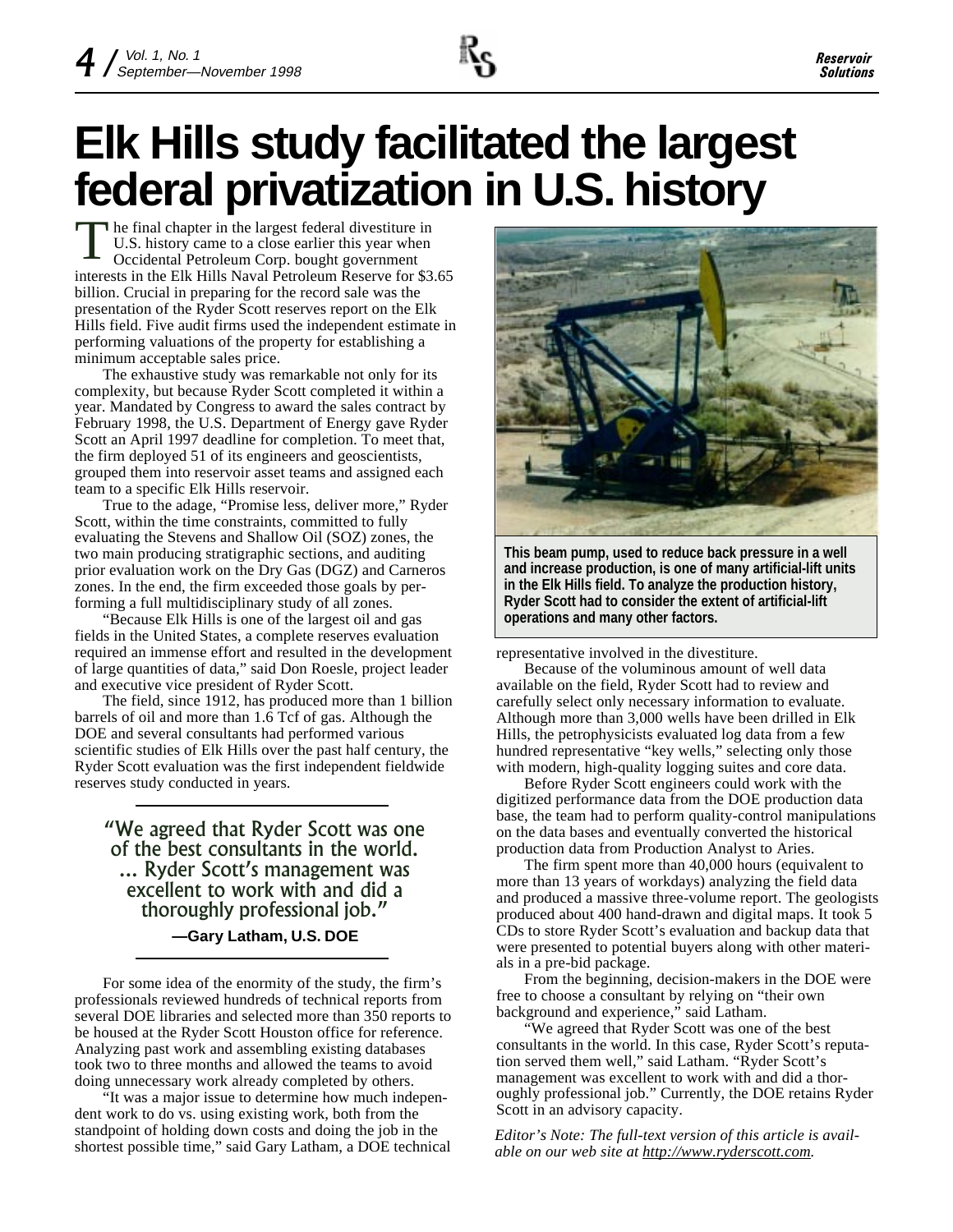# Elk Hills study facilitated the largest federal privatization in U.S. history

The final chapter in the largest federal divestiture in U.S. history came to a close earlier this year when Occidental Petroleum Corp. bought government interests in the Elk Hills Naval Petroleum Reserve for $3.65 billion. Crucial in preparing for the record sale was the presentation of the Ryder Scott reserves report on the Elk Hills field. Five audit firms used the independent estimate in performing valuations of the property for establishing a minimum acceptable sales price.

The exhaustive study was remarkable not only for its complexity, but because Ryder Scott completed it within a year. Mandated by Congress to award the sales contract by February 1998, the U.S. Department of Energy gave Ryder Scott an April 1997 deadline for completion. To meet that, the firm deployed 51 of its engineers and geoscientists, grouped them into reservoir asset teams and assigned each team to a specific Elk Hills reservoir.

True to the adage, "Promise less, deliver more," Ryder Scott, within the time constraints, committed to fully evaluating the Stevens and Shallow Oil (SOZ) zones, the two main producing stratigraphic sections, and auditing prior evaluation work on the Dry Gas (DGZ) and Carneros zones. In the end, the firm exceeded those goals by performing a full multidisciplinary study of all zones.

"Because Elk Hills is one of the largest oil and gas fields in the United States, a complete reserves evaluation required an immense effort and resulted in the development of large quantities of data," said Don Roesle, project leader and executive vice president of Ryder Scott.

The field, since 1912, has produced more than 1 billion barrels of oil and more than 1.6 Tcf of gas. Although the DOE and several consultants had performed various scientific studies of Elk Hills over the past half century, the Ryder Scott evaluation was the first independent fieldwide reserves study conducted in years.

> "We agreed that Ryder Scott was one of the best consultants in the world. ... Ryder Scott's management was excellent to work with and did a thoroughly professional job."
>
> **—Gary Latham, U.S. DOE**

For some idea of the enormity of the study, the firm's professionals reviewed hundreds of technical reports from several DOE libraries and selected more than 350 reports to be housed at the Ryder Scott Houston office for reference. Analyzing past work and assembling existing databases took two to three months and allowed the teams to avoid doing unnecessary work already completed by others.

"It was a major issue to determine how much independent work to do vs. using existing work, both from the standpoint of holding down costs and doing the job in the shortest possible time," said Gary Latham, a DOE technical representative involved in the divestiture.

**This beam pump, used to reduce back pressure in a well and increase production, is one of many artificial-lift units in the Elk Hills field. To analyze the production history, Ryder Scott had to consider the extent of artificial-lift operations and many other factors.**

Because of the voluminous amount of well data available on the field, Ryder Scott had to review and carefully select only necessary information to evaluate. Although more than 3,000 wells have been drilled in Elk Hills, the petrophysicists evaluated log data from a few hundred representative "key wells," selecting only those with modern, high-quality logging suites and core data.

Before Ryder Scott engineers could work with the digitized performance data from the DOE production data base, the team had to perform quality-control manipulations on the data bases and eventually converted the historical production data from Production Analyst to Aries.

The firm spent more than 40,000 hours (equivalent to more than 13 years of workdays) analyzing the field data and produced a massive three-volume report. The geologists produced about 400 hand-drawn and digital maps. It took 5 CDs to store Ryder Scott's evaluation and backup data that were presented to potential buyers along with other materials in a pre-bid package.

From the beginning, decision-makers in the DOE were free to choose a consultant by relying on "their own background and experience," said Latham.

"We agreed that Ryder Scott was one of the best consultants in the world. In this case, Ryder Scott's reputation served them well," said Latham. "Ryder Scott's management was excellent to work with and did a thoroughly professional job." Currently, the DOE retains Ryder Scott in an advisory capacity.

*Editor's Note: The full-text version of this article is available on our web site at http://www.ryderscott.com.*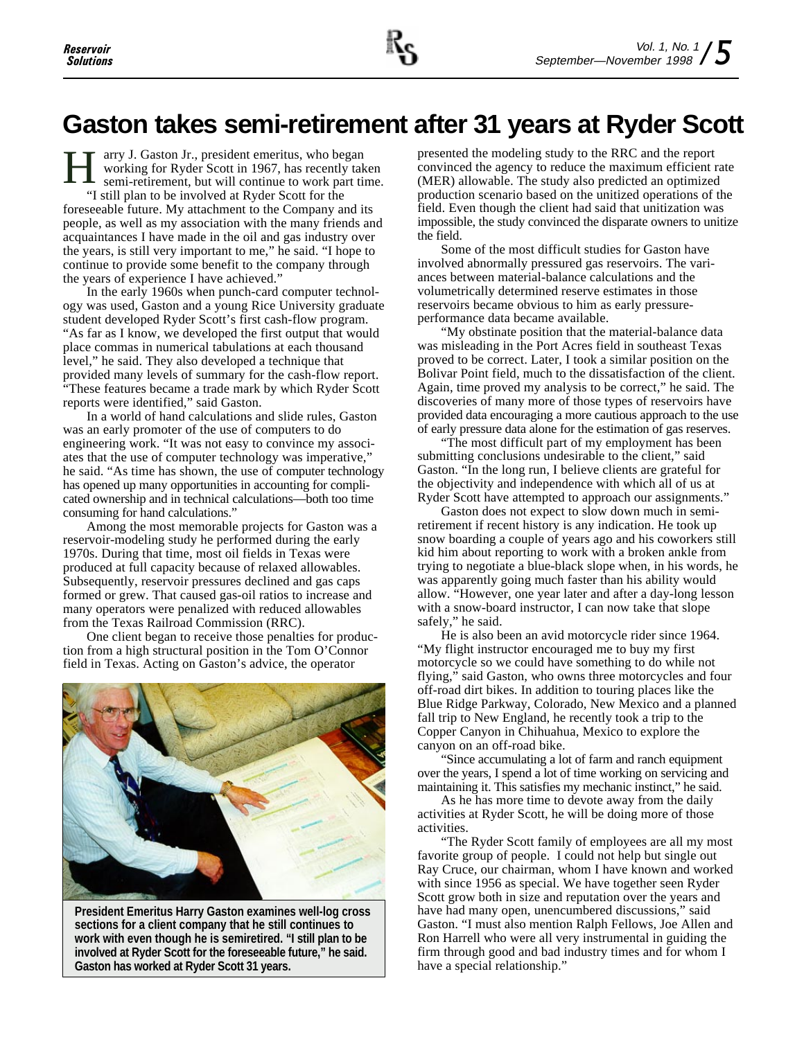# Gaston takes semi-retirement after 31 years at Ryder Scott

Harry J. Gaston Jr., president emeritus, who began working for Ryder Scott in 1967, has recently taken semi-retirement, but will continue to work part time.

"I still plan to be involved at Ryder Scott for the foreseeable future. My attachment to the Company and its people, as well as my association with the many friends and acquaintances I have made in the oil and gas industry over the years, is still very important to me," he said. "I hope to continue to provide some benefit to the company through the years of experience I have achieved."

In the early 1960s when punch-card computer technology was used, Gaston and a young Rice University graduate student developed Ryder Scott's first cash-flow program. "As far as I know, we developed the first output that would place commas in numerical tabulations at each thousand level," he said. They also developed a technique that provided many levels of summary for the cash-flow report. "These features became a trade mark by which Ryder Scott reports were identified," said Gaston.

In a world of hand calculations and slide rules, Gaston was an early promoter of the use of computers to do engineering work. "It was not easy to convince my associates that the use of computer technology was imperative," he said. "As time has shown, the use of computer technology has opened up many opportunities in accounting for complicated ownership and in technical calculations—both too time consuming for hand calculations."

Among the most memorable projects for Gaston was a reservoir-modeling study he performed during the early 1970s. During that time, most oil fields in Texas were produced at full capacity because of relaxed allowables. Subsequently, reservoir pressures declined and gas caps formed or grew. That caused gas-oil ratios to increase and many operators were penalized with reduced allowables from the Texas Railroad Commission (RRC).

One client began to receive those penalties for production from a high structural position in the Tom O'Connor field in Texas. Acting on Gaston's advice, the operator presented the modeling study to the RRC and the report convinced the agency to reduce the maximum efficient rate (MER) allowable. The study also predicted an optimized production scenario based on the unitized operations of the field. Even though the client had said that unitization was impossible, the study convinced the disparate owners to unitize the field.

**President Emeritus Harry Gaston examines well-log cross sections for a client company that he still continues to work with even though he is semiretired. "I still plan to be involved at Ryder Scott for the foreseeable future," he said. Gaston has worked at Ryder Scott 31 years.**

Some of the most difficult studies for Gaston have involved abnormally pressured gas reservoirs. The variances between material-balance calculations and the volumetrically determined reserve estimates in those reservoirs became obvious to him as early pressure-performance data became available.

"My obstinate position that the material-balance data was misleading in the Port Acres field in southeast Texas proved to be correct. Later, I took a similar position on the Bolivar Point field, much to the dissatisfaction of the client. Again, time proved my analysis to be correct," he said. The discoveries of many more of those types of reservoirs have provided data encouraging a more cautious approach to the use of early pressure data alone for the estimation of gas reserves.

"The most difficult part of my employment has been submitting conclusions undesirable to the client," said Gaston. "In the long run, I believe clients are grateful for the objectivity and independence with which all of us at Ryder Scott have attempted to approach our assignments."

Gaston does not expect to slow down much in semi-retirement if recent history is any indication. He took up snow boarding a couple of years ago and his coworkers still kid him about reporting to work with a broken ankle from trying to negotiate a blue-black slope when, in his words, he was apparently going much faster than his ability would allow. "However, one year later and after a day-long lesson with a snow-board instructor, I can now take that slope safely," he said.

He is also been an avid motorcycle rider since 1964. "My flight instructor encouraged me to buy my first motorcycle so we could have something to do while not flying," said Gaston, who owns three motorcycles and four off-road dirt bikes. In addition to touring places like the Blue Ridge Parkway, Colorado, New Mexico and a planned fall trip to New England, he recently took a trip to the Copper Canyon in Chihuahua, Mexico to explore the canyon on an off-road bike.

"Since accumulating a lot of farm and ranch equipment over the years, I spend a lot of time working on servicing and maintaining it. This satisfies my mechanic instinct," he said.

As he has more time to devote away from the daily activities at Ryder Scott, he will be doing more of those activities.

"The Ryder Scott family of employees are all my most favorite group of people. I could not help but single out Ray Cruce, our chairman, whom I have known and worked with since 1956 as special. We have together seen Ryder Scott grow both in size and reputation over the years and have had many open, unencumbered discussions," said Gaston. "I must also mention Ralph Fellows, Joe Allen and Ron Harrell who were all very instrumental in guiding the firm through good and bad industry times and for whom I have a special relationship."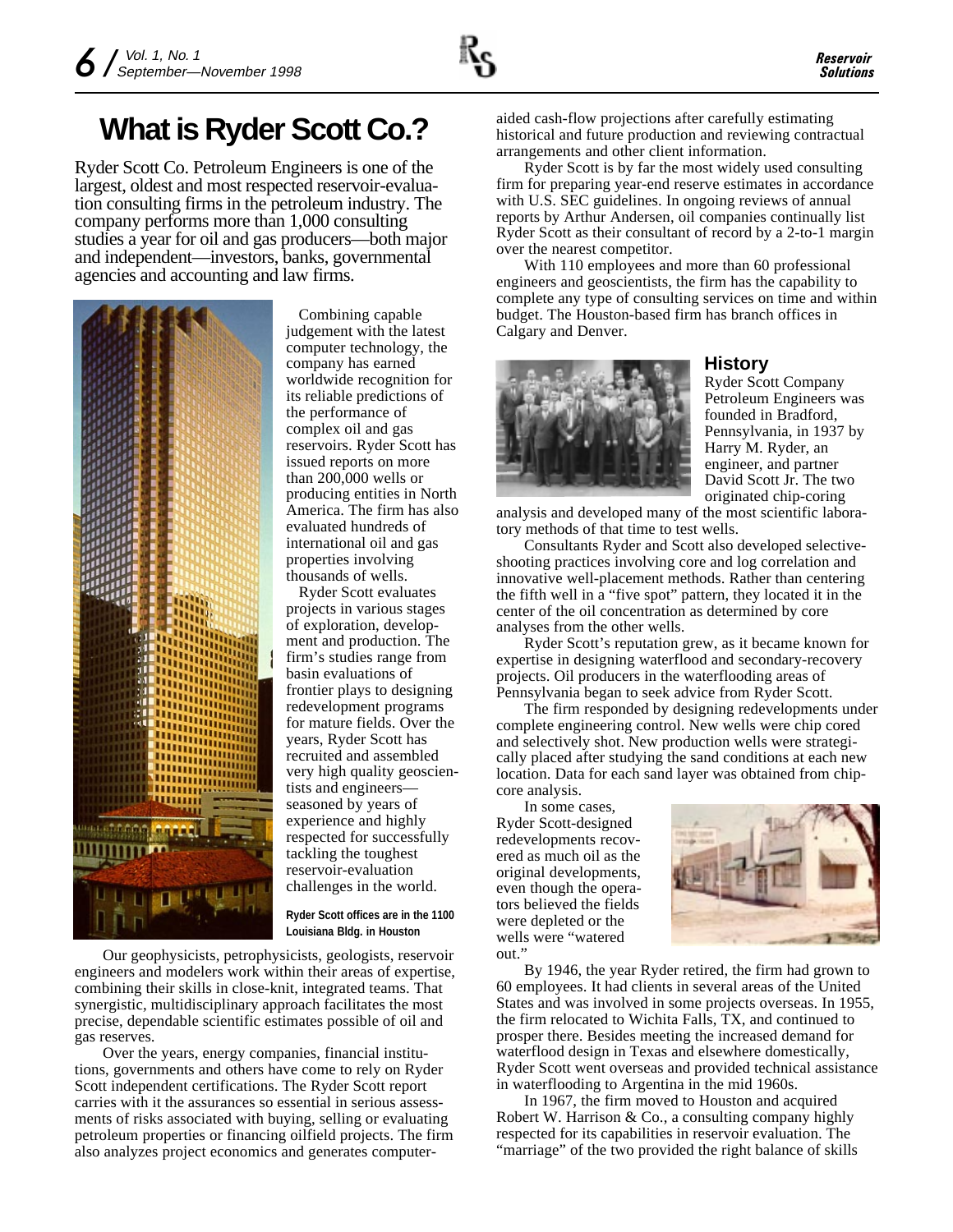# What is Ryder Scott Co.?

Ryder Scott Co. Petroleum Engineers is one of the largest, oldest and most respected reservoir-evaluation consulting firms in the petroleum industry. The company performs more than 1,000 consulting studies a year for oil and gas producers—both major and independent—investors, banks, governmental agencies and accounting and law firms.

Combining capable judgement with the latest computer technology, the company has earned worldwide recognition for its reliable predictions of the performance of complex oil and gas reservoirs. Ryder Scott has issued reports on more than 200,000 wells or producing entities in North America. The firm has also evaluated hundreds of international oil and gas properties involving thousands of wells.

Ryder Scott evaluates projects in various stages of exploration, development and production. The firm's studies range from basin evaluations of frontier plays to designing redevelopment programs for mature fields. Over the years, Ryder Scott has recruited and assembled very high quality geoscientists and engineers—seasoned by years of experience and highly respected for successfully tackling the toughest reservoir-evaluation challenges in the world.

**Ryder Scott offices are in the 1100 Louisiana Bldg. in Houston**

Our geophysicists, petrophysicists, geologists, reservoir engineers and modelers work within their areas of expertise, combining their skills in close-knit, integrated teams. That synergistic, multidisciplinary approach facilitates the most precise, dependable scientific estimates possible of oil and gas reserves.

Over the years, energy companies, financial institutions, governments and others have come to rely on Ryder Scott independent certifications. The Ryder Scott report carries with it the assurances so essential in serious assessments of risks associated with buying, selling or evaluating petroleum properties or financing oilfield projects. The firm also analyzes project economics and generates computer-aided cash-flow projections after carefully estimating historical and future production and reviewing contractual arrangements and other client information.

Ryder Scott is by far the most widely used consulting firm for preparing year-end reserve estimates in accordance with U.S. SEC guidelines. In ongoing reviews of annual reports by Arthur Andersen, oil companies continually list Ryder Scott as their consultant of record by a 2-to-1 margin over the nearest competitor.

With 110 employees and more than 60 professional engineers and geoscientists, the firm has the capability to complete any type of consulting services on time and within budget. The Houston-based firm has branch offices in Calgary and Denver.

## History

Ryder Scott Company Petroleum Engineers was founded in Bradford, Pennsylvania, in 1937 by Harry M. Ryder, an engineer, and partner David Scott Jr. The two originated chip-coring analysis and developed many of the most scientific laboratory methods of that time to test wells.

Consultants Ryder and Scott also developed selective-shooting practices involving core and log correlation and innovative well-placement methods. Rather than centering the fifth well in a "five spot" pattern, they located it in the center of the oil concentration as determined by core analyses from the other wells.

Ryder Scott's reputation grew, as it became known for expertise in designing waterflood and secondary-recovery projects. Oil producers in the waterflooding areas of Pennsylvania began to seek advice from Ryder Scott.

The firm responded by designing redevelopments under complete engineering control. New wells were chip cored and selectively shot. New production wells were strategically placed after studying the sand conditions at each new location. Data for each sand layer was obtained from chip-core analysis.

In some cases, Ryder Scott-designed redevelopments recovered as much oil as the original developments, even though the operators believed the fields were depleted or the wells were "watered out."

By 1946, the year Ryder retired, the firm had grown to 60 employees. It had clients in several areas of the United States and was involved in some projects overseas. In 1955, the firm relocated to Wichita Falls, TX, and continued to prosper there. Besides meeting the increased demand for waterflood design in Texas and elsewhere domestically, Ryder Scott went overseas and provided technical assistance in waterflooding to Argentina in the mid 1960s.

In 1967, the firm moved to Houston and acquired Robert W. Harrison & Co., a consulting company highly respected for its capabilities in reservoir evaluation. The "marriage" of the two provided the right balance of skills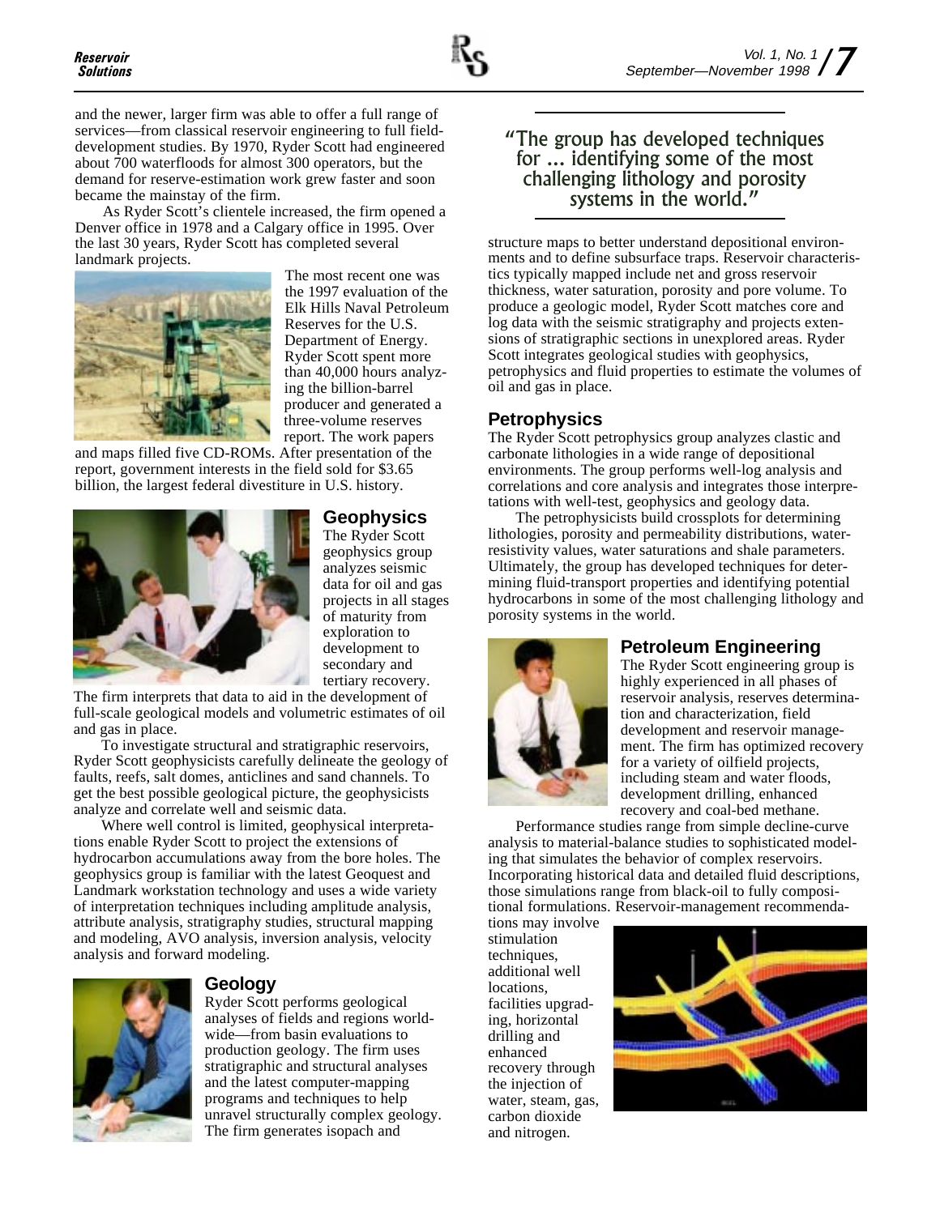and the newer, larger firm was able to offer a full range of services—from classical reservoir engineering to full field-development studies. By 1970, Ryder Scott had engineered about 700 waterfloods for almost 300 operators, but the demand for reserve-estimation work grew faster and soon became the mainstay of the firm.

As Ryder Scott's clientele increased, the firm opened a Denver office in 1978 and a Calgary office in 1995. Over the last 30 years, Ryder Scott has completed several landmark projects.

The most recent one was the 1997 evaluation of the Elk Hills Naval Petroleum Reserves for the U.S. Department of Energy. Ryder Scott spent more than 40,000 hours analyzing the billion-barrel producer and generated a three-volume reserves report. The work papers and maps filled five CD-ROMs. After presentation of the report, government interests in the field sold for $3.65 billion, the largest federal divestiture in U.S. history.

## Geophysics

The Ryder Scott geophysics group analyzes seismic data for oil and gas projects in all stages of maturity from exploration to development to secondary and tertiary recovery. The firm interprets that data to aid in the development of full-scale geological models and volumetric estimates of oil and gas in place.

To investigate structural and stratigraphic reservoirs, Ryder Scott geophysicists carefully delineate the geology of faults, reefs, salt domes, anticlines and sand channels. To get the best possible geological picture, the geophysicists analyze and correlate well and seismic data.

Where well control is limited, geophysical interpretations enable Ryder Scott to project the extensions of hydrocarbon accumulations away from the bore holes. The geophysics group is familiar with the latest Geoquest and Landmark workstation technology and uses a wide variety of interpretation techniques including amplitude analysis, attribute analysis, stratigraphy studies, structural mapping and modeling, AVO analysis, inversion analysis, velocity analysis and forward modeling.

## Geology

Ryder Scott performs geological analyses of fields and regions worldwide—from basin evaluations to production geology. The firm uses stratigraphic and structural analyses and the latest computer-mapping programs and techniques to help unravel structurally complex geology. The firm generates isopach and structure maps to better understand depositional environments and to define subsurface traps. Reservoir characteristics typically mapped include net and gross reservoir thickness, water saturation, porosity and pore volume. To produce a geologic model, Ryder Scott matches core and log data with the seismic stratigraphy and projects extensions of stratigraphic sections in unexplored areas. Ryder Scott integrates geological studies with geophysics, petrophysics and fluid properties to estimate the volumes of oil and gas in place.

> "The group has developed techniques for ... identifying some of the most challenging lithology and porosity systems in the world."

## Petrophysics

The Ryder Scott petrophysics group analyzes clastic and carbonate lithologies in a wide range of depositional environments. The group performs well-log analysis and correlations and core analysis and integrates those interpretations with well-test, geophysics and geology data.

The petrophysicists build crossplots for determining lithologies, porosity and permeability distributions, water-resistivity values, water saturations and shale parameters. Ultimately, the group has developed techniques for determining fluid-transport properties and identifying potential hydrocarbons in some of the most challenging lithology and porosity systems in the world.

## Petroleum Engineering

The Ryder Scott engineering group is highly experienced in all phases of reservoir analysis, reserves determination and characterization, field development and reservoir management. The firm has optimized recovery for a variety of oilfield projects, including steam and water floods, development drilling, enhanced recovery and coal-bed methane.

Performance studies range from simple decline-curve analysis to material-balance studies to sophisticated modeling that simulates the behavior of complex reservoirs. Incorporating historical data and detailed fluid descriptions, those simulations range from black-oil to fully compositional formulations. Reservoir-management recommendations may involve stimulation techniques, additional well locations, facilities upgrading, horizontal drilling and enhanced recovery through the injection of water, steam, gas, carbon dioxide and nitrogen.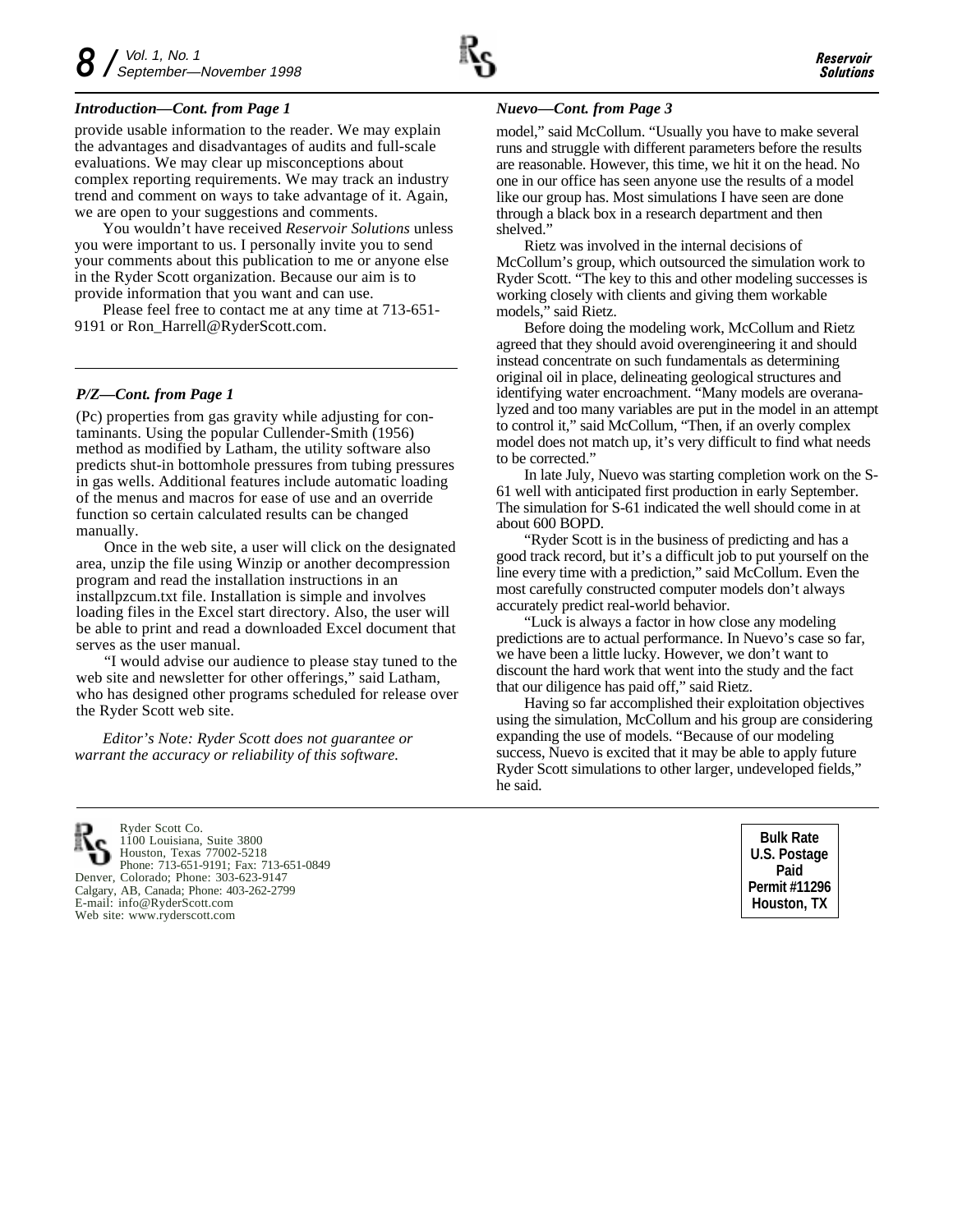*Introduction—Cont. from Page 1*

provide usable information to the reader. We may explain the advantages and disadvantages of audits and full-scale evaluations. We may clear up misconceptions about complex reporting requirements. We may track an industry trend and comment on ways to take advantage of it. Again, we are open to your suggestions and comments.

You wouldn't have received *Reservoir Solutions* unless you were important to us. I personally invite you to send your comments about this publication to me or anyone else in the Ryder Scott organization. Because our aim is to provide information that you want and can use.

Please feel free to contact me at any time at 713-651-9191 or Ron_Harrell@RyderScott.com.

*P/Z—Cont. from Page 1*

(Pc) properties from gas gravity while adjusting for contaminants. Using the popular Cullender-Smith (1956) method as modified by Latham, the utility software also predicts shut-in bottomhole pressures from tubing pressures in gas wells. Additional features include automatic loading of the menus and macros for ease of use and an override function so certain calculated results can be changed manually.

Once in the web site, a user will click on the designated area, unzip the file using Winzip or another decompression program and read the installation instructions in an installpzcum.txt file. Installation is simple and involves loading files in the Excel start directory. Also, the user will be able to print and read a downloaded Excel document that serves as the user manual.

"I would advise our audience to please stay tuned to the web site and newsletter for other offerings," said Latham, who has designed other programs scheduled for release over the Ryder Scott web site.

*Editor's Note: Ryder Scott does not guarantee or warrant the accuracy or reliability of this software.*

*Nuevo—Cont. from Page 3*

model," said McCollum. "Usually you have to make several runs and struggle with different parameters before the results are reasonable. However, this time, we hit it on the head. No one in our office has seen anyone use the results of a model like our group has. Most simulations I have seen are done through a black box in a research department and then shelved."

Rietz was involved in the internal decisions of McCollum's group, which outsourced the simulation work to Ryder Scott. "The key to this and other modeling successes is working closely with clients and giving them workable models," said Rietz.

Before doing the modeling work, McCollum and Rietz agreed that they should avoid overengineering it and should instead concentrate on such fundamentals as determining original oil in place, delineating geological structures and identifying water encroachment. "Many models are overanalyzed and too many variables are put in the model in an attempt to control it," said McCollum, "Then, if an overly complex model does not match up, it's very difficult to find what needs to be corrected."

In late July, Nuevo was starting completion work on the S-61 well with anticipated first production in early September. The simulation for S-61 indicated the well should come in at about 600 BOPD.

"Ryder Scott is in the business of predicting and has a good track record, but it's a difficult job to put yourself on the line every time with a prediction," said McCollum. Even the most carefully constructed computer models don't always accurately predict real-world behavior.

"Luck is always a factor in how close any modeling predictions are to actual performance. In Nuevo's case so far, we have been a little lucky. However, we don't want to discount the hard work that went into the study and the fact that our diligence has paid off," said Rietz.

Having so far accomplished their exploitation objectives using the simulation, McCollum and his group are considering expanding the use of models. "Because of our modeling success, Nuevo is excited that it may be able to apply future Ryder Scott simulations to other larger, undeveloped fields," he said.

---

Ryder Scott Co.
1100 Louisiana, Suite 3800
Houston, Texas 77002-5218
Phone: 713-651-9191; Fax: 713-651-0849
Denver, Colorado; Phone: 303-623-9147
Calgary, AB, Canada; Phone: 403-262-2799
E-mail: info@RyderScott.com
Web site: www.ryderscott.com

**Bulk Rate**
**U.S. Postage**
**Paid**
**Permit #11296**
**Houston, TX**